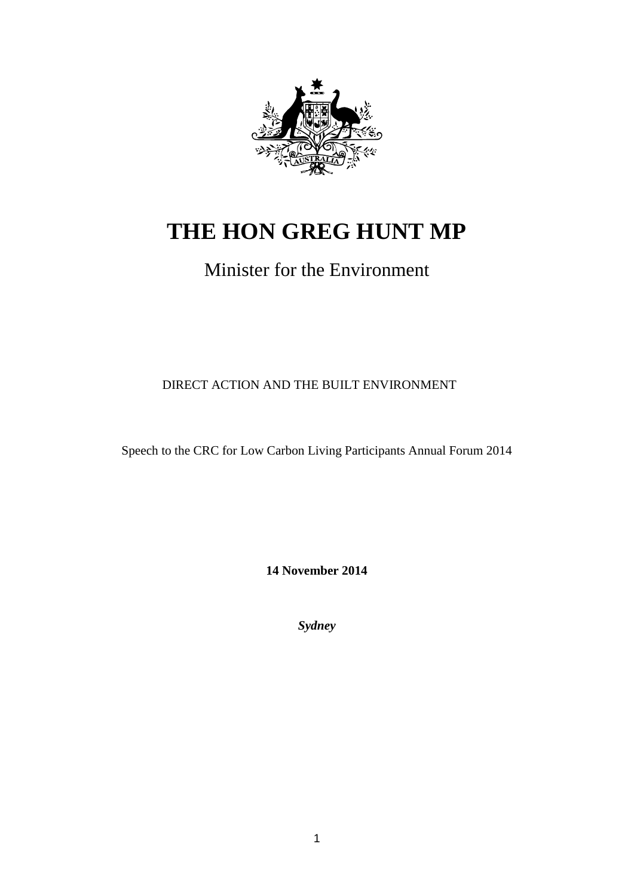# THE HON GREG HUNT MP

## Minister for the Environment

DIRECT ACTION AND THE BUILT ENVIRONMENT

Speech to the CRC for Low Carbon Living Participants Annual Forum 2014

**14 November 2014**

***Sydney***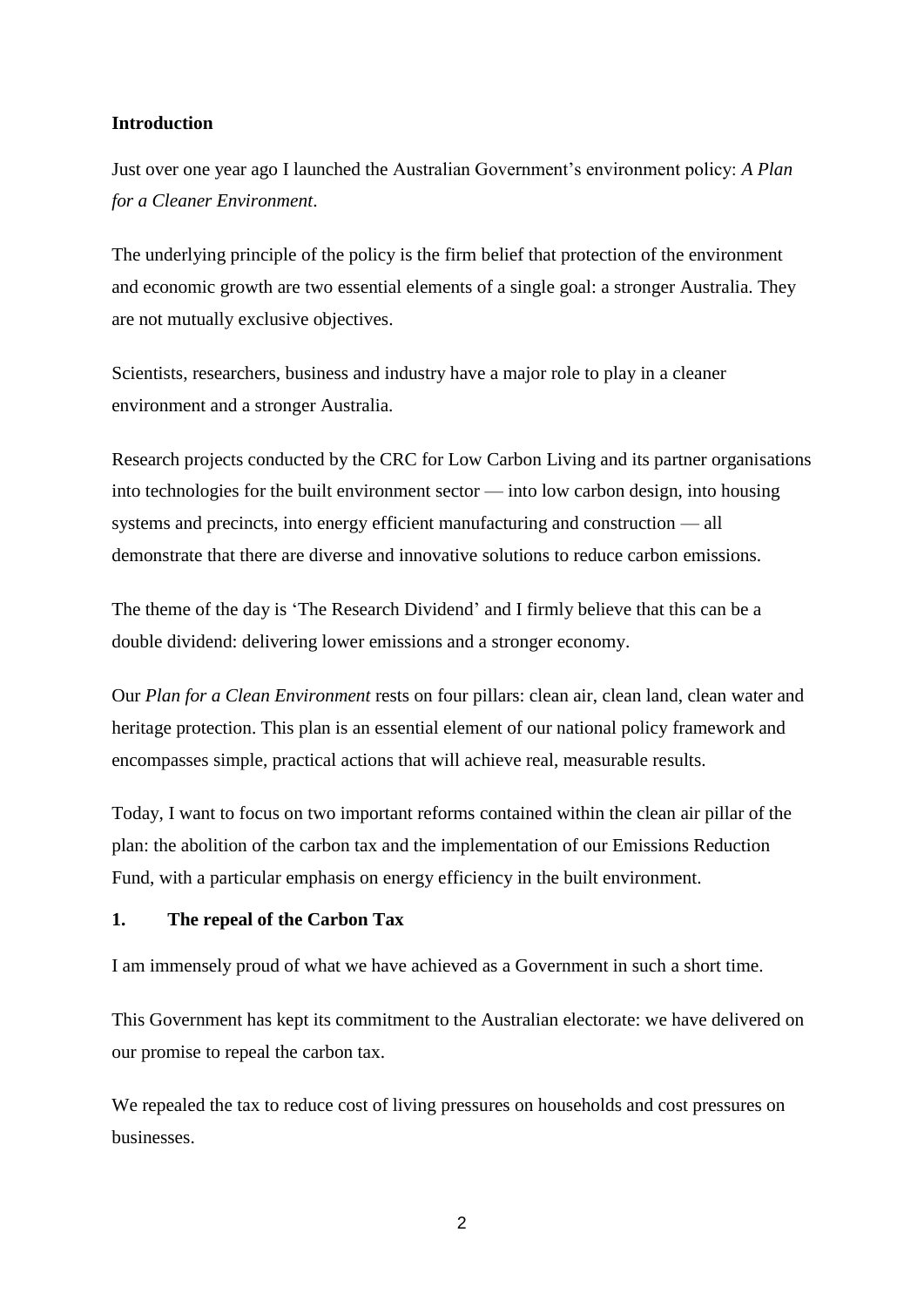**Introduction**

Just over one year ago I launched the Australian Government's environment policy: *A Plan for a Cleaner Environment*.

The underlying principle of the policy is the firm belief that protection of the environment and economic growth are two essential elements of a single goal: a stronger Australia. They are not mutually exclusive objectives.

Scientists, researchers, business and industry have a major role to play in a cleaner environment and a stronger Australia.

Research projects conducted by the CRC for Low Carbon Living and its partner organisations into technologies for the built environment sector — into low carbon design, into housing systems and precincts, into energy efficient manufacturing and construction — all demonstrate that there are diverse and innovative solutions to reduce carbon emissions.

The theme of the day is 'The Research Dividend' and I firmly believe that this can be a double dividend: delivering lower emissions and a stronger economy.

Our *Plan for a Clean Environment* rests on four pillars: clean air, clean land, clean water and heritage protection. This plan is an essential element of our national policy framework and encompasses simple, practical actions that will achieve real, measurable results.

Today, I want to focus on two important reforms contained within the clean air pillar of the plan: the abolition of the carbon tax and the implementation of our Emissions Reduction Fund, with a particular emphasis on energy efficiency in the built environment.

**1. The repeal of the Carbon Tax**

I am immensely proud of what we have achieved as a Government in such a short time.

This Government has kept its commitment to the Australian electorate: we have delivered on our promise to repeal the carbon tax.

We repealed the tax to reduce cost of living pressures on households and cost pressures on businesses.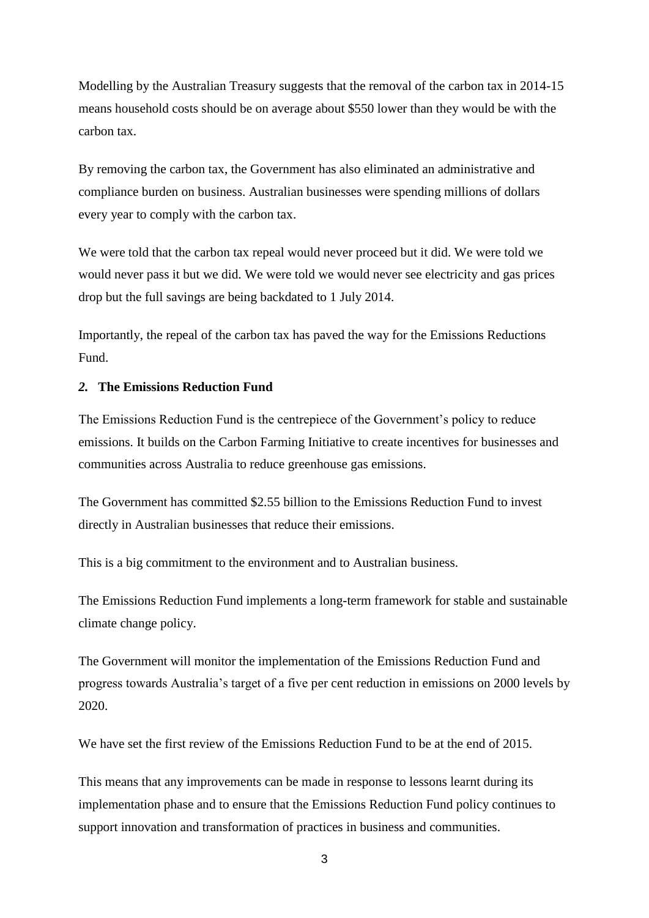Modelling by the Australian Treasury suggests that the removal of the carbon tax in 2014-15 means household costs should be on average about $550 lower than they would be with the carbon tax.

By removing the carbon tax, the Government has also eliminated an administrative and compliance burden on business. Australian businesses were spending millions of dollars every year to comply with the carbon tax.

We were told that the carbon tax repeal would never proceed but it did. We were told we would never pass it but we did. We were told we would never see electricity and gas prices drop but the full savings are being backdated to 1 July 2014.

Importantly, the repeal of the carbon tax has paved the way for the Emissions Reductions Fund.

## *2.* The Emissions Reduction Fund

The Emissions Reduction Fund is the centrepiece of the Government's policy to reduce emissions. It builds on the Carbon Farming Initiative to create incentives for businesses and communities across Australia to reduce greenhouse gas emissions.

The Government has committed $2.55 billion to the Emissions Reduction Fund to invest directly in Australian businesses that reduce their emissions.

This is a big commitment to the environment and to Australian business.

The Emissions Reduction Fund implements a long-term framework for stable and sustainable climate change policy.

The Government will monitor the implementation of the Emissions Reduction Fund and progress towards Australia's target of a five per cent reduction in emissions on 2000 levels by 2020.

We have set the first review of the Emissions Reduction Fund to be at the end of 2015.

This means that any improvements can be made in response to lessons learnt during its implementation phase and to ensure that the Emissions Reduction Fund policy continues to support innovation and transformation of practices in business and communities.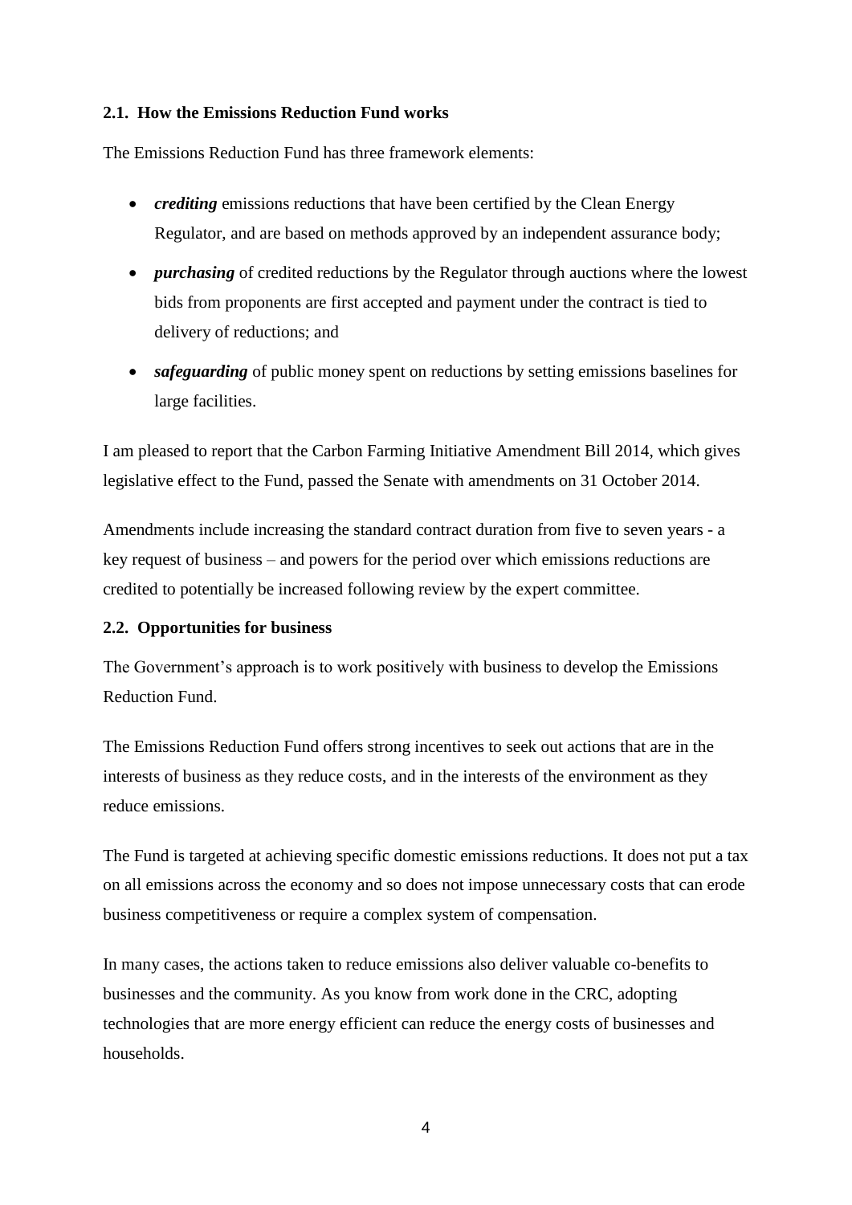### 2.1. How the Emissions Reduction Fund works

The Emissions Reduction Fund has three framework elements:

- ***crediting*** emissions reductions that have been certified by the Clean Energy Regulator, and are based on methods approved by an independent assurance body;
- ***purchasing*** of credited reductions by the Regulator through auctions where the lowest bids from proponents are first accepted and payment under the contract is tied to delivery of reductions; and
- ***safeguarding*** of public money spent on reductions by setting emissions baselines for large facilities.

I am pleased to report that the Carbon Farming Initiative Amendment Bill 2014, which gives legislative effect to the Fund, passed the Senate with amendments on 31 October 2014.

Amendments include increasing the standard contract duration from five to seven years - a key request of business – and powers for the period over which emissions reductions are credited to potentially be increased following review by the expert committee.

### 2.2. Opportunities for business

The Government's approach is to work positively with business to develop the Emissions Reduction Fund.

The Emissions Reduction Fund offers strong incentives to seek out actions that are in the interests of business as they reduce costs, and in the interests of the environment as they reduce emissions.

The Fund is targeted at achieving specific domestic emissions reductions. It does not put a tax on all emissions across the economy and so does not impose unnecessary costs that can erode business competitiveness or require a complex system of compensation.

In many cases, the actions taken to reduce emissions also deliver valuable co-benefits to businesses and the community. As you know from work done in the CRC, adopting technologies that are more energy efficient can reduce the energy costs of businesses and households.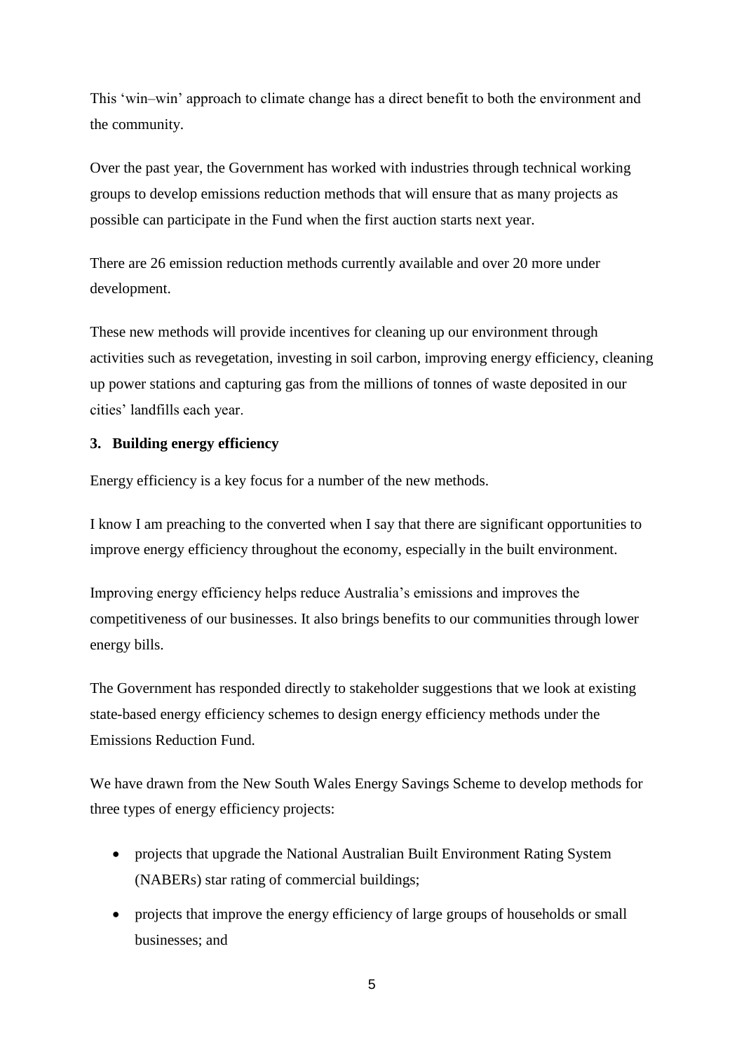This 'win–win' approach to climate change has a direct benefit to both the environment and the community.

Over the past year, the Government has worked with industries through technical working groups to develop emissions reduction methods that will ensure that as many projects as possible can participate in the Fund when the first auction starts next year.

There are 26 emission reduction methods currently available and over 20 more under development.

These new methods will provide incentives for cleaning up our environment through activities such as revegetation, investing in soil carbon, improving energy efficiency, cleaning up power stations and capturing gas from the millions of tonnes of waste deposited in our cities' landfills each year.

**3. Building energy efficiency**

Energy efficiency is a key focus for a number of the new methods.

I know I am preaching to the converted when I say that there are significant opportunities to improve energy efficiency throughout the economy, especially in the built environment.

Improving energy efficiency helps reduce Australia's emissions and improves the competitiveness of our businesses. It also brings benefits to our communities through lower energy bills.

The Government has responded directly to stakeholder suggestions that we look at existing state-based energy efficiency schemes to design energy efficiency methods under the Emissions Reduction Fund.

We have drawn from the New South Wales Energy Savings Scheme to develop methods for three types of energy efficiency projects:

- projects that upgrade the National Australian Built Environment Rating System (NABERs) star rating of commercial buildings;
- projects that improve the energy efficiency of large groups of households or small businesses; and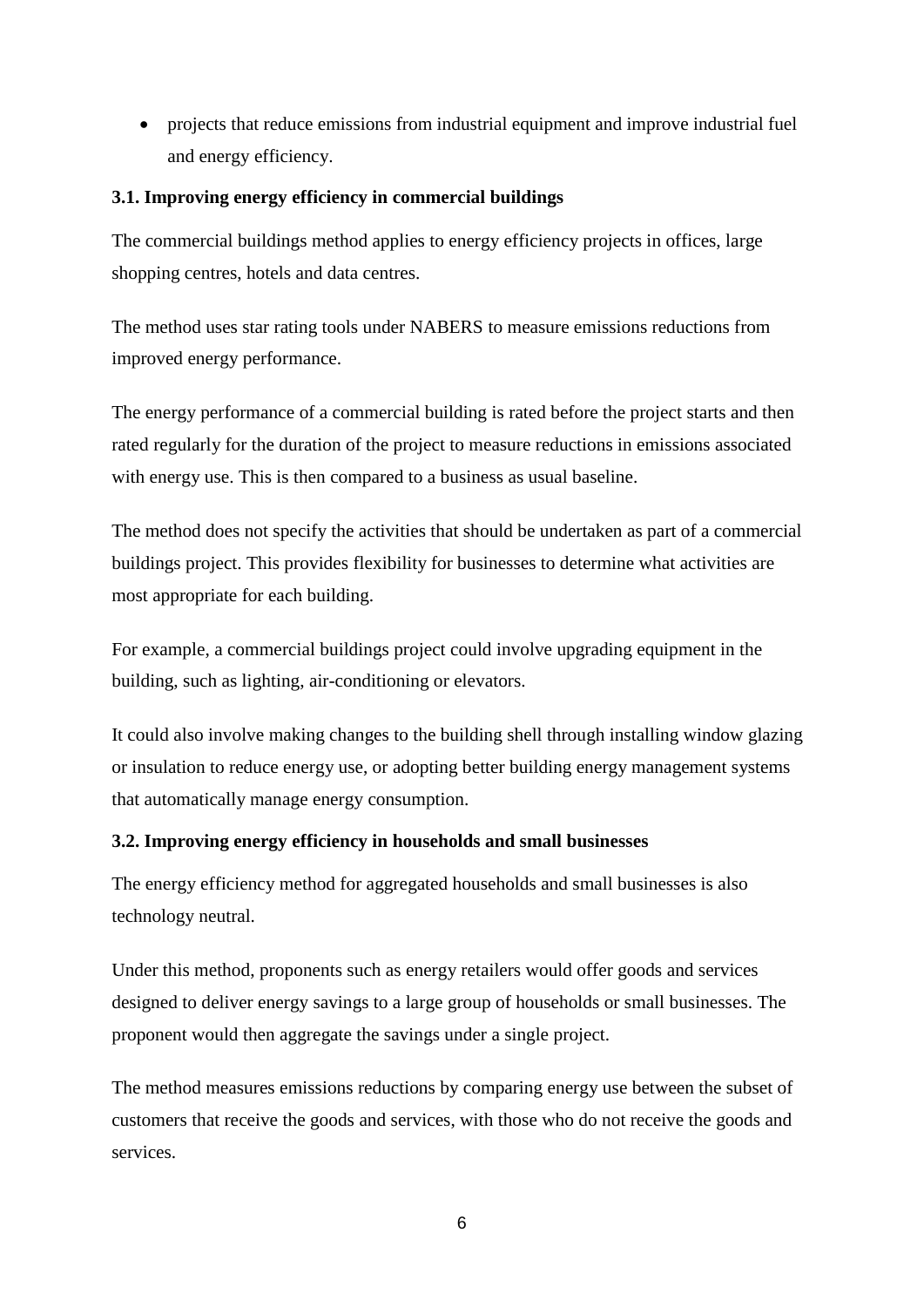- projects that reduce emissions from industrial equipment and improve industrial fuel and energy efficiency.

### 3.1. Improving energy efficiency in commercial buildings

The commercial buildings method applies to energy efficiency projects in offices, large shopping centres, hotels and data centres.

The method uses star rating tools under NABERS to measure emissions reductions from improved energy performance.

The energy performance of a commercial building is rated before the project starts and then rated regularly for the duration of the project to measure reductions in emissions associated with energy use. This is then compared to a business as usual baseline.

The method does not specify the activities that should be undertaken as part of a commercial buildings project. This provides flexibility for businesses to determine what activities are most appropriate for each building.

For example, a commercial buildings project could involve upgrading equipment in the building, such as lighting, air-conditioning or elevators.

It could also involve making changes to the building shell through installing window glazing or insulation to reduce energy use, or adopting better building energy management systems that automatically manage energy consumption.

### 3.2. Improving energy efficiency in households and small businesses

The energy efficiency method for aggregated households and small businesses is also technology neutral.

Under this method, proponents such as energy retailers would offer goods and services designed to deliver energy savings to a large group of households or small businesses. The proponent would then aggregate the savings under a single project.

The method measures emissions reductions by comparing energy use between the subset of customers that receive the goods and services, with those who do not receive the goods and services.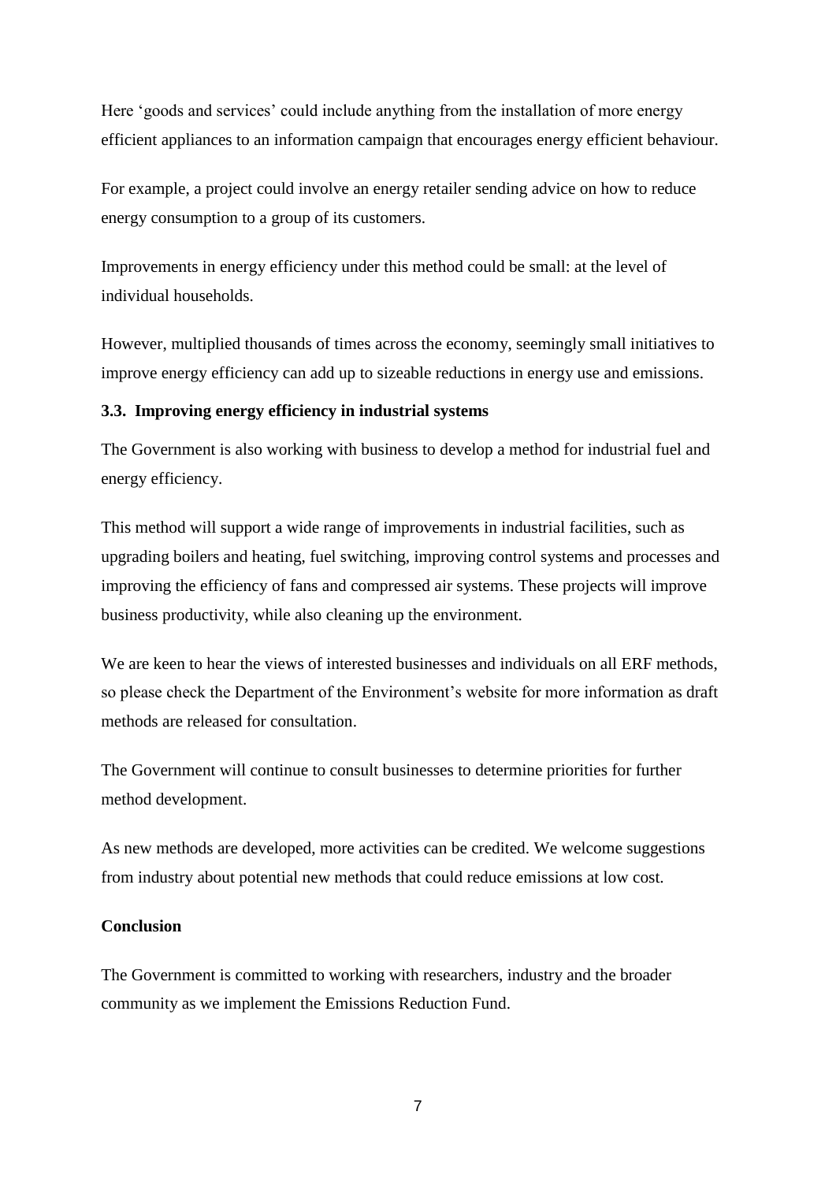Here ‘goods and services’ could include anything from the installation of more energy efficient appliances to an information campaign that encourages energy efficient behaviour.

For example, a project could involve an energy retailer sending advice on how to reduce energy consumption to a group of its customers.

Improvements in energy efficiency under this method could be small: at the level of individual households.

However, multiplied thousands of times across the economy, seemingly small initiatives to improve energy efficiency can add up to sizeable reductions in energy use and emissions.

### 3.3. Improving energy efficiency in industrial systems

The Government is also working with business to develop a method for industrial fuel and energy efficiency.

This method will support a wide range of improvements in industrial facilities, such as upgrading boilers and heating, fuel switching, improving control systems and processes and improving the efficiency of fans and compressed air systems. These projects will improve business productivity, while also cleaning up the environment.

We are keen to hear the views of interested businesses and individuals on all ERF methods, so please check the Department of the Environment’s website for more information as draft methods are released for consultation.

The Government will continue to consult businesses to determine priorities for further method development.

As new methods are developed, more activities can be credited. We welcome suggestions from industry about potential new methods that could reduce emissions at low cost.

## Conclusion

The Government is committed to working with researchers, industry and the broader community as we implement the Emissions Reduction Fund.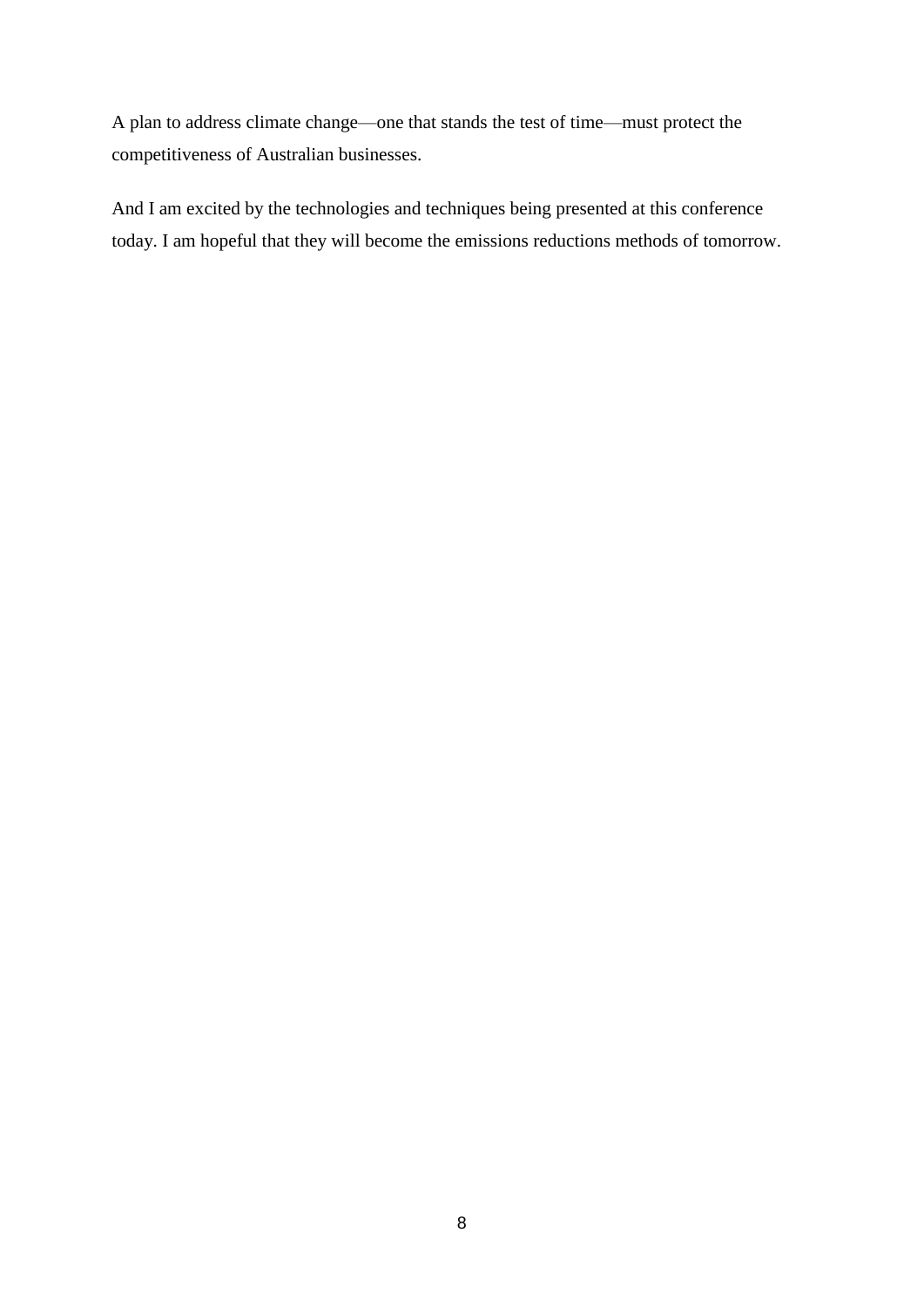A plan to address climate change—one that stands the test of time—must protect the competitiveness of Australian businesses.

And I am excited by the technologies and techniques being presented at this conference today. I am hopeful that they will become the emissions reductions methods of tomorrow.